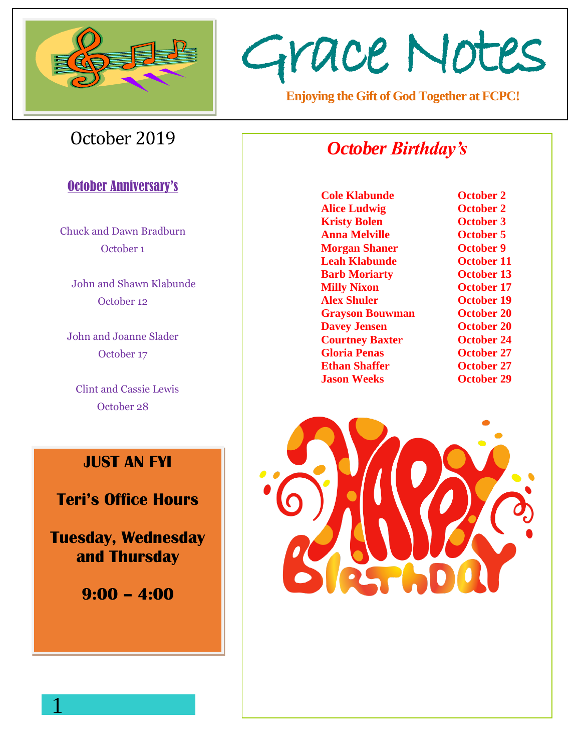# Grace Notes

**Enjoying the Gift of God Together at FCPC!**

October 2019

## October Anniversary's

Chuck and Dawn Bradburn
October 1

John and Shawn Klabunde
October 12

John and Joanne Slader
October 17

Clint and Cassie Lewis
October 28

**JUST AN FYI**

**Teri's Office Hours**

**Tuesday, Wednesday and Thursday**

**9:00 – 4:00**

## *October Birthday's*

| | |
|---|---|
| **Cole Klabunde** | **October 2** |
| **Alice Ludwig** | **October 2** |
| **Kristy Bolen** | **October 3** |
| **Anna Melville** | **October 5** |
| **Morgan Shaner** | **October 9** |
| **Leah Klabunde** | **October 11** |
| **Barb Moriarty** | **October 13** |
| **Milly Nixon** | **October 17** |
| **Alex Shuler** | **October 19** |
| **Grayson Bouwman** | **October 20** |
| **Davey Jensen** | **October 20** |
| **Courtney Baxter** | **October 24** |
| **Gloria Penas** | **October 27** |
| **Ethan Shaffer** | **October 27** |
| **Jason Weeks** | **October 29** |

HAPPY BIRTHDAY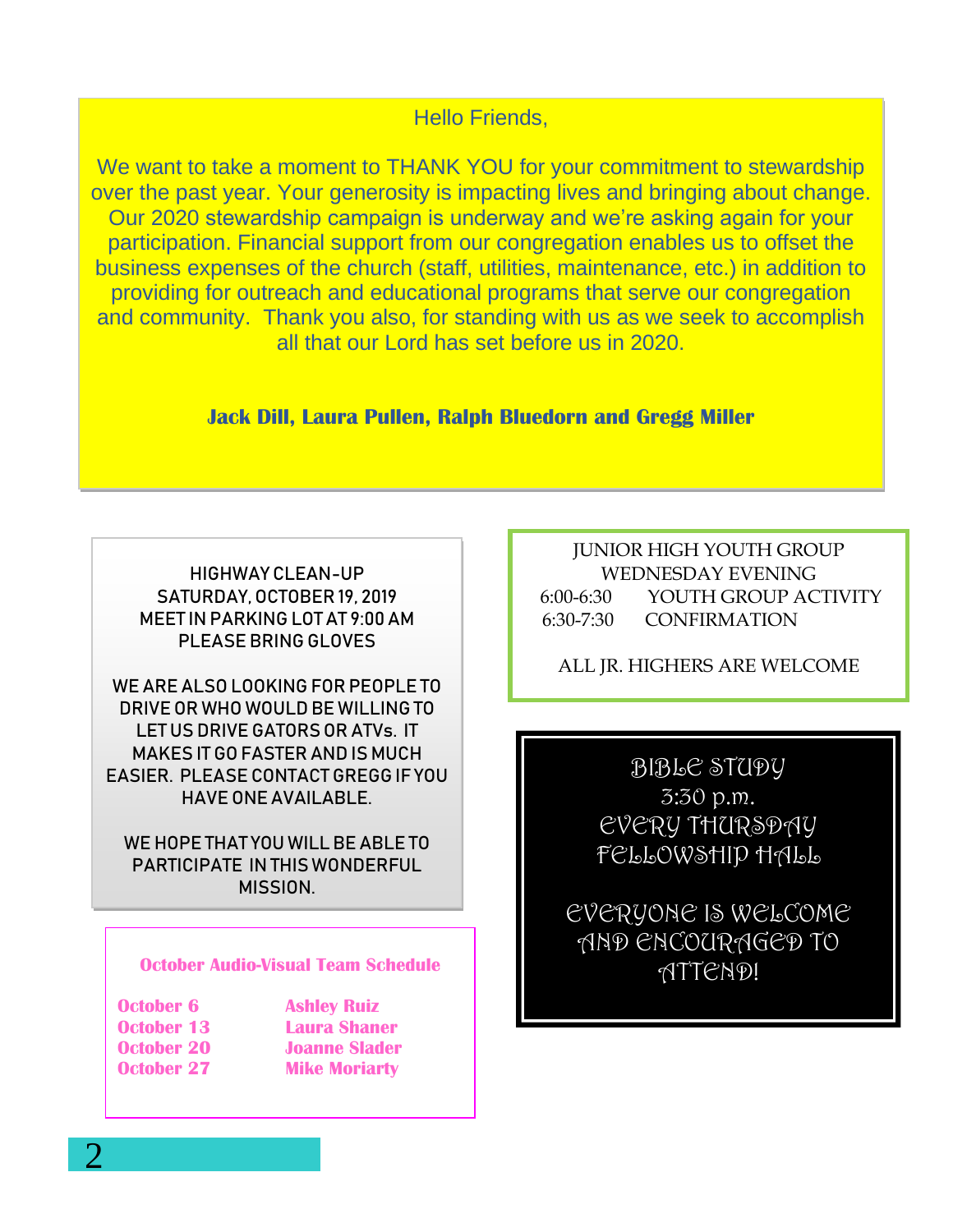Hello Friends,

We want to take a moment to THANK YOU for your commitment to stewardship over the past year. Your generosity is impacting lives and bringing about change. Our 2020 stewardship campaign is underway and we're asking again for your participation. Financial support from our congregation enables us to offset the business expenses of the church (staff, utilities, maintenance, etc.) in addition to providing for outreach and educational programs that serve our congregation and community. Thank you also, for standing with us as we seek to accomplish all that our Lord has set before us in 2020.

**Jack Dill, Laura Pullen, Ralph Bluedorn and Gregg Miller**

HIGHWAY CLEAN-UP
SATURDAY, OCTOBER 19, 2019
MEET IN PARKING LOT AT 9:00 AM
PLEASE BRING GLOVES

WE ARE ALSO LOOKING FOR PEOPLE TO DRIVE OR WHO WOULD BE WILLING TO LET US DRIVE GATORS OR ATVs. IT MAKES IT GO FASTER AND IS MUCH EASIER. PLEASE CONTACT GREGG IF YOU HAVE ONE AVAILABLE.

WE HOPE THAT YOU WILL BE ABLE TO PARTICIPATE IN THIS WONDERFUL MISSION.

**October Audio-Visual Team Schedule**

| | |
|---|---|
| **October 6** | **Ashley Ruiz** |
| **October 13** | **Laura Shaner** |
| **October 20** | **Joanne Slader** |
| **October 27** | **Mike Moriarty** |

JUNIOR HIGH YOUTH GROUP
WEDNESDAY EVENING

6:00-6:30 YOUTH GROUP ACTIVITY
6:30-7:30 CONFIRMATION

ALL JR. HIGHERS ARE WELCOME

BIBLE STUDY
3:30 p.m.
EVERY THURSDAY
FELLOWSHIP HALL

EVERYONE IS WELCOME AND ENCOURAGED TO ATTEND!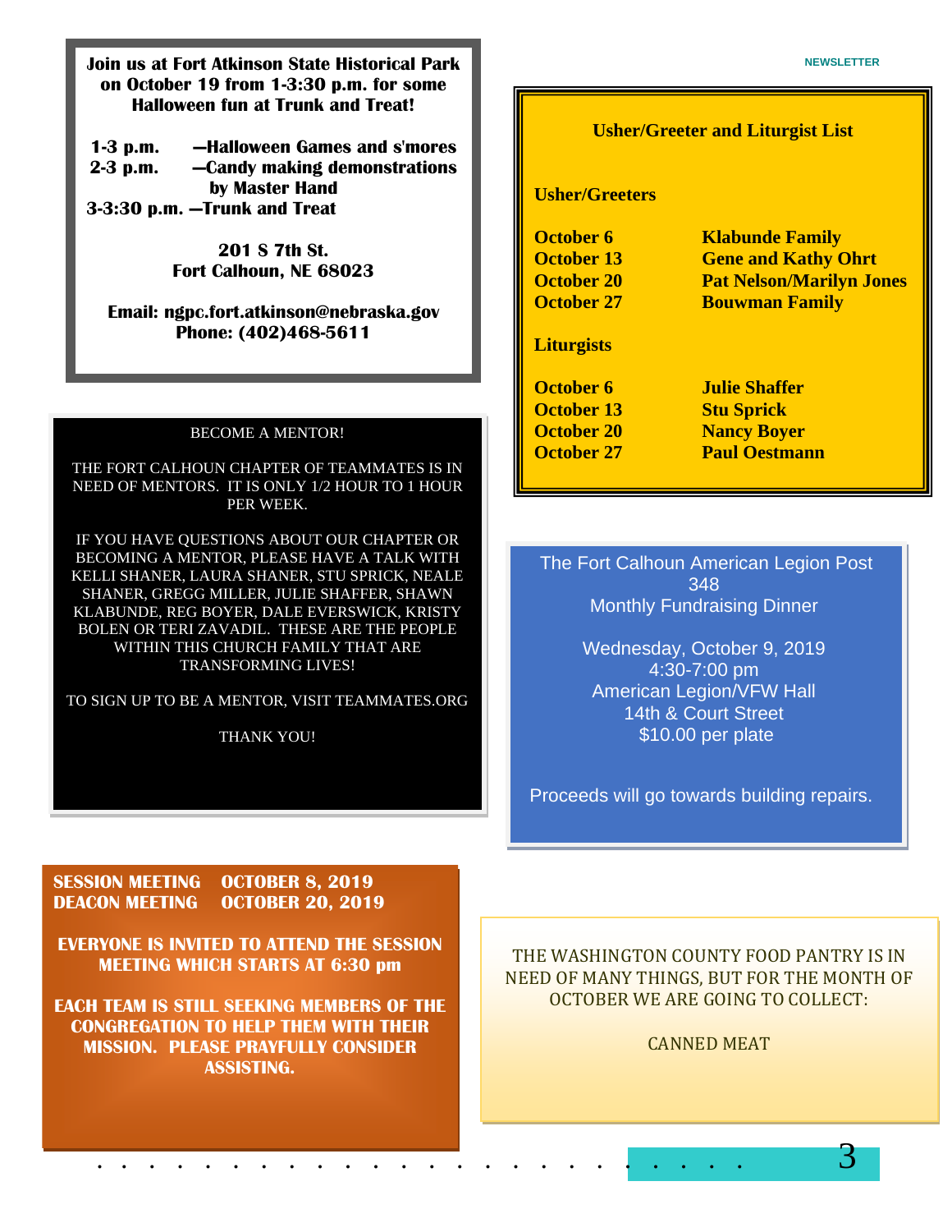Join us at Fort Atkinson State Historical Park on October 19 from 1-3:30 p.m. for some Halloween fun at Trunk and Treat!

1-3 p.m. —Halloween Games and s'mores
2-3 p.m. —Candy making demonstrations by Master Hand
3-3:30 p.m. —Trunk and Treat

201 S 7th St.
Fort Calhoun, NE 68023

Email: ngpc.fort.atkinson@nebraska.gov
Phone: (402)468-5611

## Usher/Greeter and Liturgist List

**Usher/Greeters**

| | |
|---|---|
| October 6 | Klabunde Family |
| October 13 | Gene and Kathy Ohrt |
| October 20 | Pat Nelson/Marilyn Jones |
| October 27 | Bouwman Family |

**Liturgists**

| | |
|---|---|
| October 6 | Julie Shaffer |
| October 13 | Stu Sprick |
| October 20 | Nancy Boyer |
| October 27 | Paul Oestmann |

BECOME A MENTOR!

THE FORT CALHOUN CHAPTER OF TEAMMATES IS IN NEED OF MENTORS. IT IS ONLY 1/2 HOUR TO 1 HOUR PER WEEK.

IF YOU HAVE QUESTIONS ABOUT OUR CHAPTER OR BECOMING A MENTOR, PLEASE HAVE A TALK WITH KELLI SHANER, LAURA SHANER, STU SPRICK, NEALE SHANER, GREGG MILLER, JULIE SHAFFER, SHAWN KLABUNDE, REG BOYER, DALE EVERSWICK, KRISTY BOLEN OR TERI ZAVADIL. THESE ARE THE PEOPLE WITHIN THIS CHURCH FAMILY THAT ARE TRANSFORMING LIVES!

TO SIGN UP TO BE A MENTOR, VISIT TEAMMATES.ORG

THANK YOU!

The Fort Calhoun American Legion Post 348
Monthly Fundraising Dinner

Wednesday, October 9, 2019
4:30-7:00 pm
American Legion/VFW Hall
14th & Court Street
$10.00 per plate

Proceeds will go towards building repairs.

**SESSION MEETING OCTOBER 8, 2019**
**DEACON MEETING OCTOBER 20, 2019**

**EVERYONE IS INVITED TO ATTEND THE SESSION MEETING WHICH STARTS AT 6:30 pm**

**EACH TEAM IS STILL SEEKING MEMBERS OF THE CONGREGATION TO HELP THEM WITH THEIR MISSION. PLEASE PRAYFULLY CONSIDER ASSISTING.**

THE WASHINGTON COUNTY FOOD PANTRY IS IN NEED OF MANY THINGS, BUT FOR THE MONTH OF OCTOBER WE ARE GOING TO COLLECT:

CANNED MEAT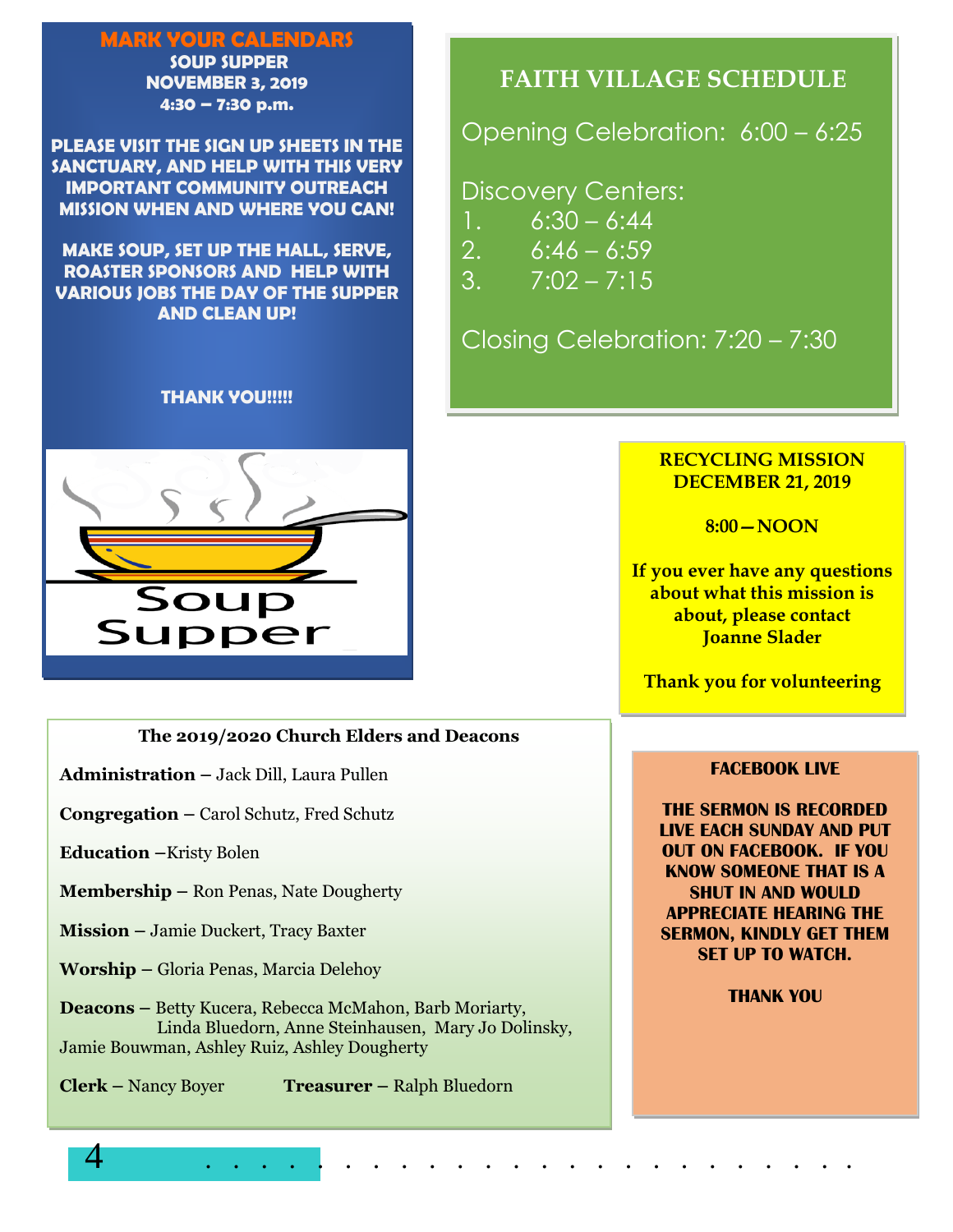## MARK YOUR CALENDARS

**SOUP SUPPER**
**NOVEMBER 3, 2019**
**4:30 – 7:30 p.m.**

**PLEASE VISIT THE SIGN UP SHEETS IN THE SANCTUARY, AND HELP WITH THIS VERY IMPORTANT COMMUNITY OUTREACH MISSION WHEN AND WHERE YOU CAN!**

**MAKE SOUP, SET UP THE HALL, SERVE, ROASTER SPONSORS AND HELP WITH VARIOUS JOBS THE DAY OF THE SUPPER AND CLEAN UP!**

**THANK YOU!!!!!**

Soup Supper

## FAITH VILLAGE SCHEDULE

Opening Celebration: 6:00 – 6:25

Discovery Centers:
1. 6:30 – 6:44
2. 6:46 – 6:59
3. 7:02 – 7:15

Closing Celebration: 7:20 – 7:30

**RECYCLING MISSION**
**DECEMBER 21, 2019**

**8:00—NOON**

**If you ever have any questions about what this mission is about, please contact Joanne Slader**

**Thank you for volunteering**

### The 2019/2020 Church Elders and Deacons

**Administration** – Jack Dill, Laura Pullen

**Congregation** – Carol Schutz, Fred Schutz

**Education** –Kristy Bolen

**Membership** – Ron Penas, Nate Dougherty

**Mission** – Jamie Duckert, Tracy Baxter

**Worship** – Gloria Penas, Marcia Delehoy

**Deacons** – Betty Kucera, Rebecca McMahon, Barb Moriarty, Linda Bluedorn, Anne Steinhausen, Mary Jo Dolinsky, Jamie Bouwman, Ashley Ruiz, Ashley Dougherty

**Clerk** – Nancy Boyer **Treasurer** – Ralph Bluedorn

**FACEBOOK LIVE**

**THE SERMON IS RECORDED LIVE EACH SUNDAY AND PUT OUT ON FACEBOOK. IF YOU KNOW SOMEONE THAT IS A SHUT IN AND WOULD APPRECIATE HEARING THE SERMON, KINDLY GET THEM SET UP TO WATCH.**

**THANK YOU**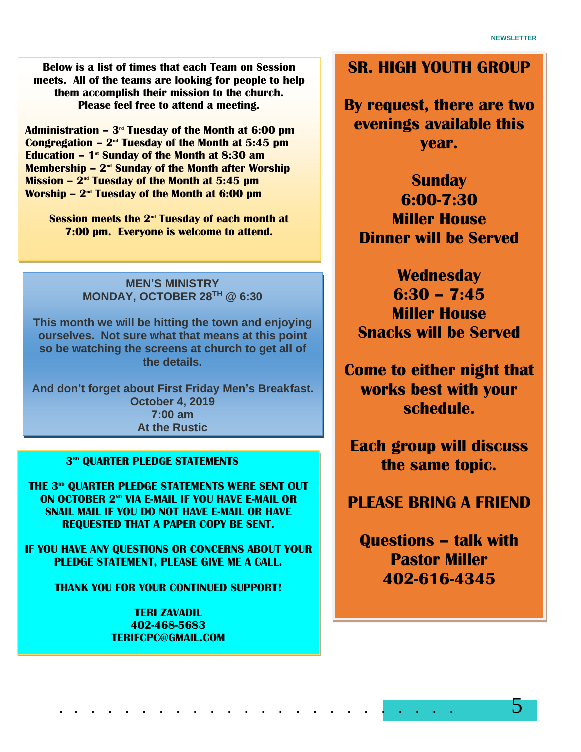**Below is a list of times that each Team on Session meets. All of the teams are looking for people to help them accomplish their mission to the church. Please feel free to attend a meeting.**

**Administration – 3rd Tuesday of the Month at 6:00 pm**
**Congregation – 2nd Tuesday of the Month at 5:45 pm**
**Education – 1st Sunday of the Month at 8:30 am**
**Membership – 2nd Sunday of the Month after Worship**
**Mission – 2nd Tuesday of the Month at 5:45 pm**
**Worship – 2nd Tuesday of the Month at 6:00 pm**

**Session meets the 2nd Tuesday of each month at 7:00 pm. Everyone is welcome to attend.**

## MEN'S MINISTRY
## MONDAY, OCTOBER 28TH @ 6:30

**This month we will be hitting the town and enjoying ourselves. Not sure what that means at this point so be watching the screens at church to get all of the details.**

**And don't forget about First Friday Men's Breakfast.**
**October 4, 2019**
**7:00 am**
**At the Rustic**

## 3RD QUARTER PLEDGE STATEMENTS

**THE 3RD QUARTER PLEDGE STATEMENTS WERE SENT OUT ON OCTOBER 2ND VIA E-MAIL IF YOU HAVE E-MAIL OR SNAIL MAIL IF YOU DO NOT HAVE E-MAIL OR HAVE REQUESTED THAT A PAPER COPY BE SENT.**

**IF YOU HAVE ANY QUESTIONS OR CONCERNS ABOUT YOUR PLEDGE STATEMENT, PLEASE GIVE ME A CALL.**

**THANK YOU FOR YOUR CONTINUED SUPPORT!**

**TERI ZAVADIL**
**402-468-5683**
**TERIFCPC@GMAIL.COM**

## SR. HIGH YOUTH GROUP

**By request, there are two evenings available this year.**

**Sunday**
**6:00-7:30**
**Miller House**
**Dinner will be Served**

**Wednesday**
**6:30 – 7:45**
**Miller House**
**Snacks will be Served**

**Come to either night that works best with your schedule.**

**Each group will discuss the same topic.**

**PLEASE BRING A FRIEND**

**Questions – talk with Pastor Miller**
**402-616-4345**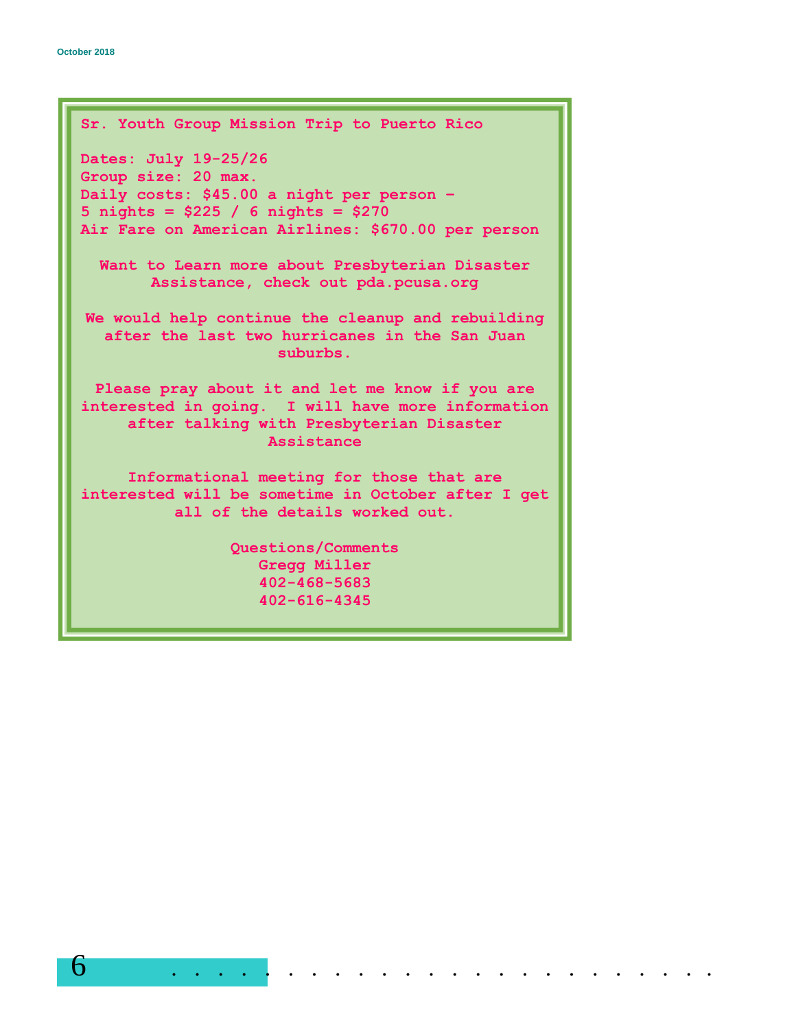## Sr. Youth Group Mission Trip to Puerto Rico

Dates: July 19-25/26
Group size: 20 max.
Daily costs: $45.00 a night per person –
5 nights = $225 / 6 nights = $270
Air Fare on American Airlines: $670.00 per person

Want to Learn more about Presbyterian Disaster Assistance, check out pda.pcusa.org

We would help continue the cleanup and rebuilding after the last two hurricanes in the San Juan suburbs.

Please pray about it and let me know if you are interested in going. I will have more information after talking with Presbyterian Disaster Assistance

Informational meeting for those that are interested will be sometime in October after I get all of the details worked out.

Questions/Comments
Gregg Miller
402-468-5683
402-616-4345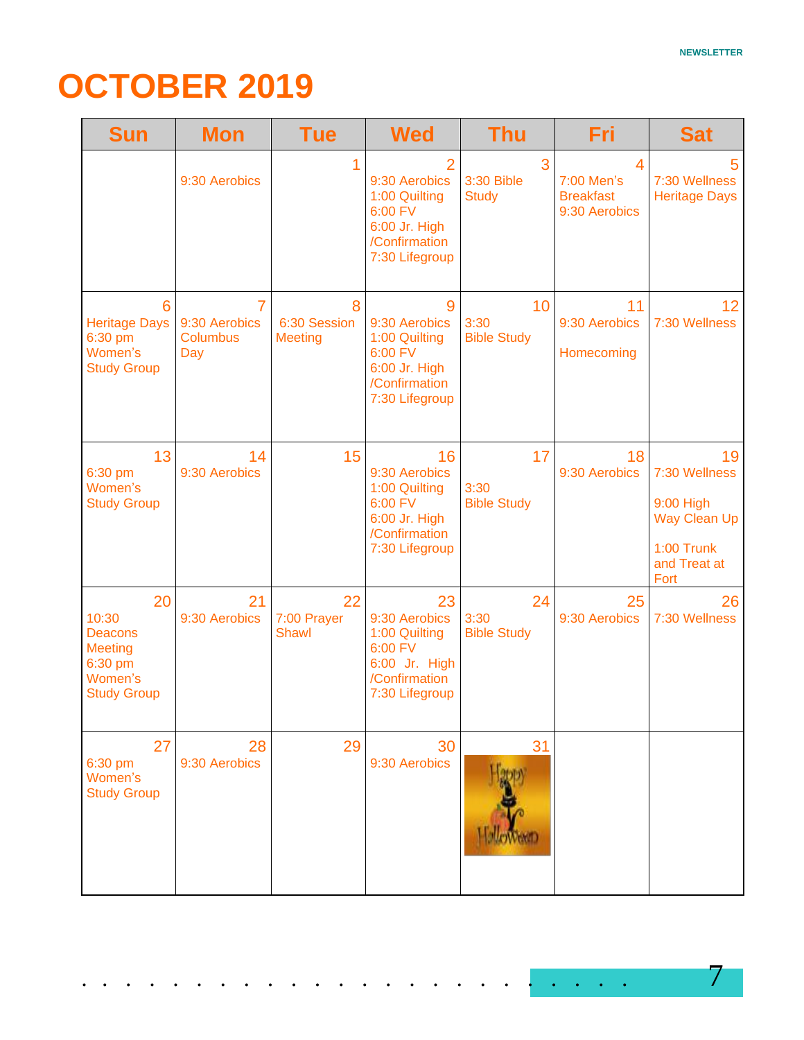# OCTOBER 2019

| Sun | Mon | Tue | Wed | Thu | Fri | Sat |
|---|---|---|---|---|---|---|
| | 9:30 Aerobics | 1 | 2<br>9:30 Aerobics<br>1:00 Quilting<br>6:00 FV<br>6:00 Jr. High /Confirmation<br>7:30 Lifegroup | 3<br>3:30 Bible Study | 4<br>7:00 Men's Breakfast<br>9:30 Aerobics | 5<br>7:30 Wellness<br>Heritage Days |
| 6<br>Heritage Days<br>6:30 pm Women's Study Group | 7<br>9:30 Aerobics<br>Columbus Day | 8<br>6:30 Session Meeting | 9<br>9:30 Aerobics<br>1:00 Quilting<br>6:00 FV<br>6:00 Jr. High /Confirmation<br>7:30 Lifegroup | 10<br>3:30 Bible Study | 11<br>9:30 Aerobics<br>Homecoming | 12<br>7:30 Wellness |
| 13<br>6:30 pm Women's Study Group | 14<br>9:30 Aerobics | 15 | 16<br>9:30 Aerobics<br>1:00 Quilting<br>6:00 FV<br>6:00 Jr. High /Confirmation<br>7:30 Lifegroup | 17<br>3:30 Bible Study | 18<br>9:30 Aerobics | 19<br>7:30 Wellness<br>9:00 High Way Clean Up<br>1:00 Trunk and Treat at Fort |
| 20<br>10:30 Deacons Meeting<br>6:30 pm Women's Study Group | 21<br>9:30 Aerobics | 22<br>7:00 Prayer Shawl | 23<br>9:30 Aerobics<br>1:00 Quilting<br>6:00 FV<br>6:00 Jr. High /Confirmation<br>7:30 Lifegroup | 24<br>3:30 Bible Study | 25<br>9:30 Aerobics | 26<br>7:30 Wellness |
| 27<br>6:30 pm Women's Study Group | 28<br>9:30 Aerobics | 29 | 30<br>9:30 Aerobics | 31<br>Happy Halloween | | |